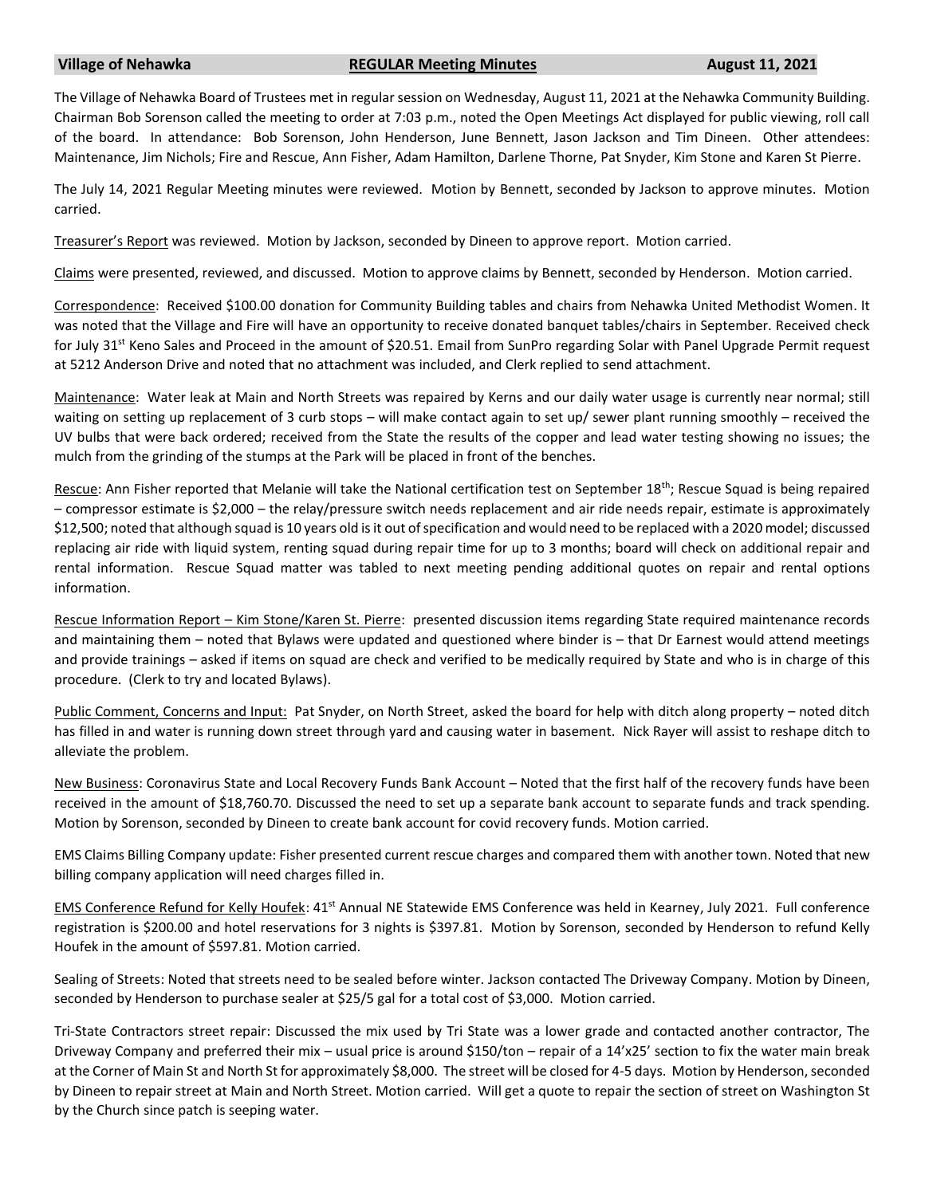**Village of Nehawka** **REGULAR Meeting Minutes** **August 11, 2021**

The Village of Nehawka Board of Trustees met in regular session on Wednesday, August 11, 2021 at the Nehawka Community Building. Chairman Bob Sorenson called the meeting to order at 7:03 p.m., noted the Open Meetings Act displayed for public viewing, roll call of the board. In attendance: Bob Sorenson, John Henderson, June Bennett, Jason Jackson and Tim Dineen. Other attendees: Maintenance, Jim Nichols; Fire and Rescue, Ann Fisher, Adam Hamilton, Darlene Thorne, Pat Snyder, Kim Stone and Karen St Pierre.

The July 14, 2021 Regular Meeting minutes were reviewed. Motion by Bennett, seconded by Jackson to approve minutes. Motion carried.

Treasurer's Report was reviewed. Motion by Jackson, seconded by Dineen to approve report. Motion carried.

Claims were presented, reviewed, and discussed. Motion to approve claims by Bennett, seconded by Henderson. Motion carried.

Correspondence: Received $100.00 donation for Community Building tables and chairs from Nehawka United Methodist Women. It was noted that the Village and Fire will have an opportunity to receive donated banquet tables/chairs in September. Received check for July 31st Keno Sales and Proceed in the amount of $20.51. Email from SunPro regarding Solar with Panel Upgrade Permit request at 5212 Anderson Drive and noted that no attachment was included, and Clerk replied to send attachment.

Maintenance: Water leak at Main and North Streets was repaired by Kerns and our daily water usage is currently near normal; still waiting on setting up replacement of 3 curb stops – will make contact again to set up/ sewer plant running smoothly – received the UV bulbs that were back ordered; received from the State the results of the copper and lead water testing showing no issues; the mulch from the grinding of the stumps at the Park will be placed in front of the benches.

Rescue: Ann Fisher reported that Melanie will take the National certification test on September 18th; Rescue Squad is being repaired – compressor estimate is $2,000 – the relay/pressure switch needs replacement and air ride needs repair, estimate is approximately $12,500; noted that although squad is 10 years old is it out of specification and would need to be replaced with a 2020 model; discussed replacing air ride with liquid system, renting squad during repair time for up to 3 months; board will check on additional repair and rental information. Rescue Squad matter was tabled to next meeting pending additional quotes on repair and rental options information.

Rescue Information Report – Kim Stone/Karen St. Pierre: presented discussion items regarding State required maintenance records and maintaining them – noted that Bylaws were updated and questioned where binder is – that Dr Earnest would attend meetings and provide trainings – asked if items on squad are check and verified to be medically required by State and who is in charge of this procedure. (Clerk to try and located Bylaws).

Public Comment, Concerns and Input: Pat Snyder, on North Street, asked the board for help with ditch along property – noted ditch has filled in and water is running down street through yard and causing water in basement. Nick Rayer will assist to reshape ditch to alleviate the problem.

New Business: Coronavirus State and Local Recovery Funds Bank Account – Noted that the first half of the recovery funds have been received in the amount of $18,760.70. Discussed the need to set up a separate bank account to separate funds and track spending. Motion by Sorenson, seconded by Dineen to create bank account for covid recovery funds. Motion carried.

EMS Claims Billing Company update: Fisher presented current rescue charges and compared them with another town. Noted that new billing company application will need charges filled in.

EMS Conference Refund for Kelly Houfek: 41st Annual NE Statewide EMS Conference was held in Kearney, July 2021. Full conference registration is $200.00 and hotel reservations for 3 nights is $397.81. Motion by Sorenson, seconded by Henderson to refund Kelly Houfek in the amount of $597.81. Motion carried.

Sealing of Streets: Noted that streets need to be sealed before winter. Jackson contacted The Driveway Company. Motion by Dineen, seconded by Henderson to purchase sealer at $25/5 gal for a total cost of $3,000. Motion carried.

Tri-State Contractors street repair: Discussed the mix used by Tri State was a lower grade and contacted another contractor, The Driveway Company and preferred their mix – usual price is around $150/ton – repair of a 14'x25' section to fix the water main break at the Corner of Main St and North St for approximately $8,000. The street will be closed for 4-5 days. Motion by Henderson, seconded by Dineen to repair street at Main and North Street. Motion carried. Will get a quote to repair the section of street on Washington St by the Church since patch is seeping water.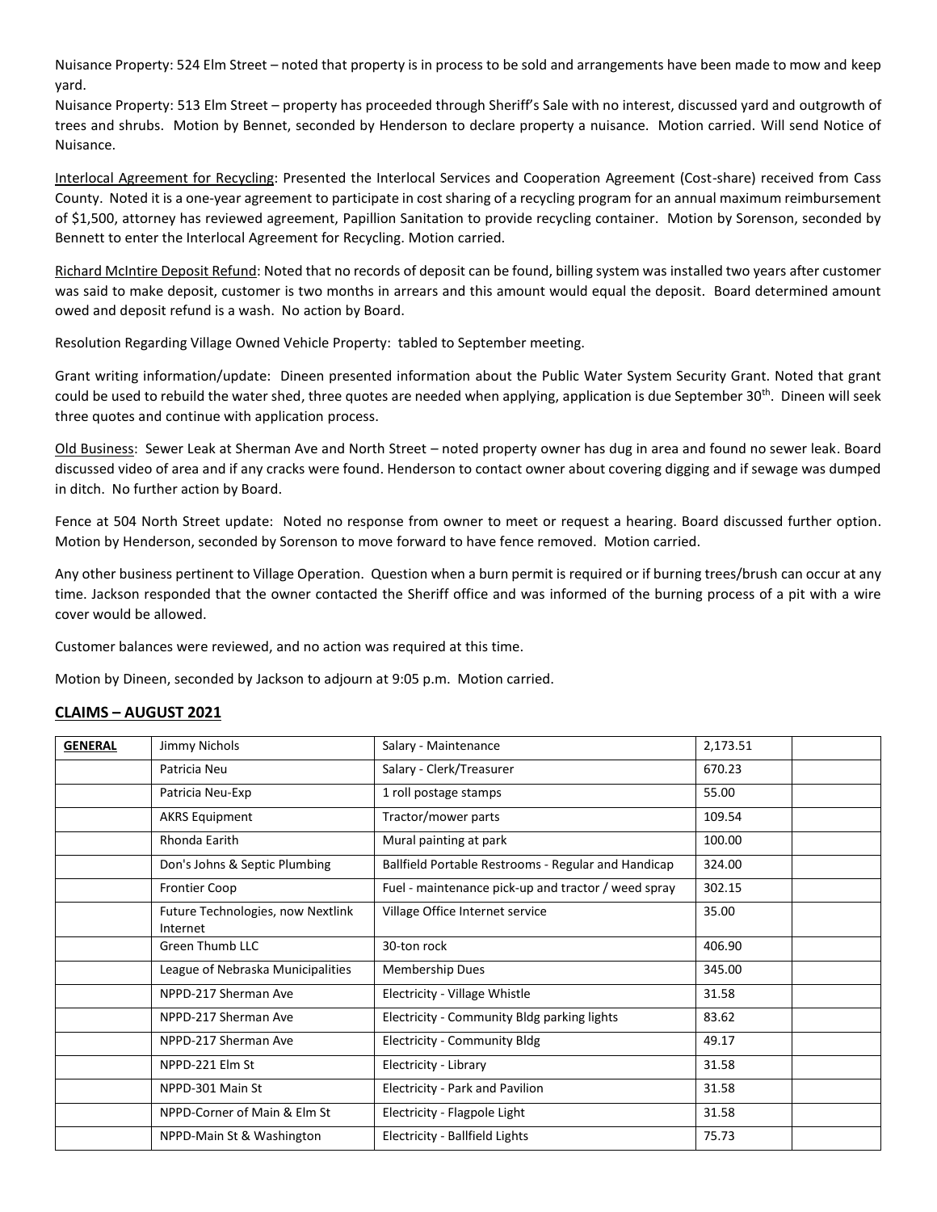Nuisance Property: 524 Elm Street – noted that property is in process to be sold and arrangements have been made to mow and keep yard.

Nuisance Property: 513 Elm Street – property has proceeded through Sheriff's Sale with no interest, discussed yard and outgrowth of trees and shrubs. Motion by Bennet, seconded by Henderson to declare property a nuisance. Motion carried. Will send Notice of Nuisance.

Interlocal Agreement for Recycling: Presented the Interlocal Services and Cooperation Agreement (Cost-share) received from Cass County. Noted it is a one-year agreement to participate in cost sharing of a recycling program for an annual maximum reimbursement of $1,500, attorney has reviewed agreement, Papillion Sanitation to provide recycling container. Motion by Sorenson, seconded by Bennett to enter the Interlocal Agreement for Recycling. Motion carried.

Richard McIntire Deposit Refund: Noted that no records of deposit can be found, billing system was installed two years after customer was said to make deposit, customer is two months in arrears and this amount would equal the deposit. Board determined amount owed and deposit refund is a wash. No action by Board.

Resolution Regarding Village Owned Vehicle Property: tabled to September meeting.

Grant writing information/update: Dineen presented information about the Public Water System Security Grant. Noted that grant could be used to rebuild the water shed, three quotes are needed when applying, application is due September 30th. Dineen will seek three quotes and continue with application process.

Old Business: Sewer Leak at Sherman Ave and North Street – noted property owner has dug in area and found no sewer leak. Board discussed video of area and if any cracks were found. Henderson to contact owner about covering digging and if sewage was dumped in ditch. No further action by Board.

Fence at 504 North Street update: Noted no response from owner to meet or request a hearing. Board discussed further option. Motion by Henderson, seconded by Sorenson to move forward to have fence removed. Motion carried.

Any other business pertinent to Village Operation. Question when a burn permit is required or if burning trees/brush can occur at any time. Jackson responded that the owner contacted the Sheriff office and was informed of the burning process of a pit with a wire cover would be allowed.

Customer balances were reviewed, and no action was required at this time.

Motion by Dineen, seconded by Jackson to adjourn at 9:05 p.m. Motion carried.

## CLAIMS – AUGUST 2021

| GENERAL | Jimmy Nichols | Salary - Maintenance | 2,173.51 | |
|---|---|---|---|---|
| | Patricia Neu | Salary - Clerk/Treasurer | 670.23 | |
| | Patricia Neu-Exp | 1 roll postage stamps | 55.00 | |
| | AKRS Equipment | Tractor/mower parts | 109.54 | |
| | Rhonda Earith | Mural painting at park | 100.00 | |
| | Don's Johns & Septic Plumbing | Ballfield Portable Restrooms - Regular and Handicap | 324.00 | |
| | Frontier Coop | Fuel - maintenance pick-up and tractor / weed spray | 302.15 | |
| | Future Technologies, now Nextlink Internet | Village Office Internet service | 35.00 | |
| | Green Thumb LLC | 30-ton rock | 406.90 | |
| | League of Nebraska Municipalities | Membership Dues | 345.00 | |
| | NPPD-217 Sherman Ave | Electricity - Village Whistle | 31.58 | |
| | NPPD-217 Sherman Ave | Electricity - Community Bldg parking lights | 83.62 | |
| | NPPD-217 Sherman Ave | Electricity - Community Bldg | 49.17 | |
| | NPPD-221 Elm St | Electricity - Library | 31.58 | |
| | NPPD-301 Main St | Electricity - Park and Pavilion | 31.58 | |
| | NPPD-Corner of Main & Elm St | Electricity - Flagpole Light | 31.58 | |
| | NPPD-Main St & Washington | Electricity - Ballfield Lights | 75.73 | |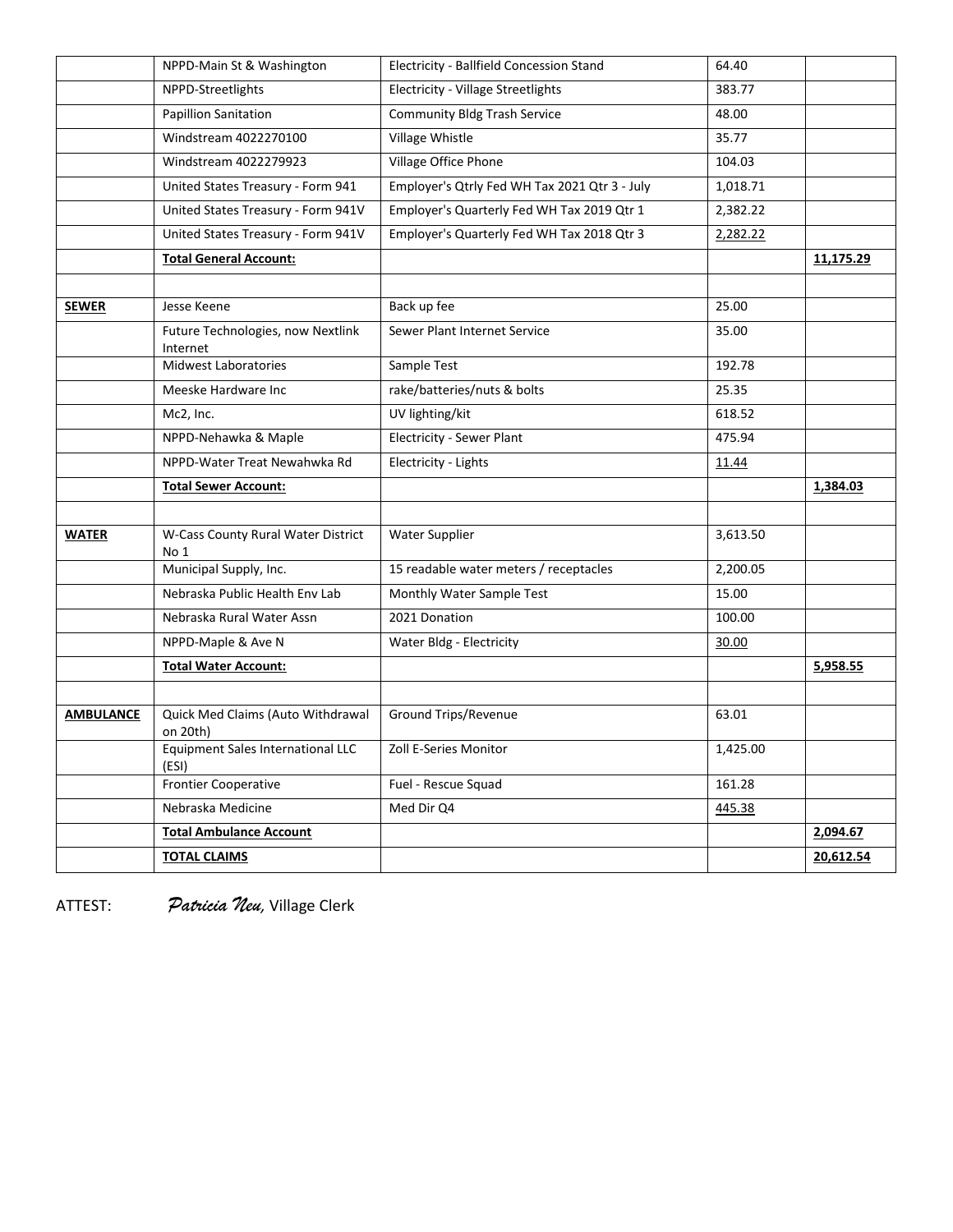| | | | | |
|---|---|---|---|---|
| | NPPD-Main St & Washington | Electricity - Ballfield Concession Stand | 64.40 | |
| | NPPD-Streetlights | Electricity - Village Streetlights | 383.77 | |
| | Papillion Sanitation | Community Bldg Trash Service | 48.00 | |
| | Windstream 4022270100 | Village Whistle | 35.77 | |
| | Windstream 4022279923 | Village Office Phone | 104.03 | |
| | United States Treasury - Form 941 | Employer's Qtrly Fed WH Tax 2021 Qtr 3 - July | 1,018.71 | |
| | United States Treasury - Form 941V | Employer's Quarterly Fed WH Tax 2019 Qtr 1 | 2,382.22 | |
| | United States Treasury - Form 941V | Employer's Quarterly Fed WH Tax 2018 Qtr 3 | 2,282.22 | |
| | **Total General Account:** | | | **11,175.29** |
| | | | | |
| **SEWER** | Jesse Keene | Back up fee | 25.00 | |
| | Future Technologies, now Nextlink Internet | Sewer Plant Internet Service | 35.00 | |
| | Midwest Laboratories | Sample Test | 192.78 | |
| | Meeske Hardware Inc | rake/batteries/nuts & bolts | 25.35 | |
| | Mc2, Inc. | UV lighting/kit | 618.52 | |
| | NPPD-Nehawka & Maple | Electricity - Sewer Plant | 475.94 | |
| | NPPD-Water Treat Newahwka Rd | Electricity - Lights | 11.44 | |
| | **Total Sewer Account:** | | | **1,384.03** |
| | | | | |
| **WATER** | W-Cass County Rural Water District No 1 | Water Supplier | 3,613.50 | |
| | Municipal Supply, Inc. | 15 readable water meters / receptacles | 2,200.05 | |
| | Nebraska Public Health Env Lab | Monthly Water Sample Test | 15.00 | |
| | Nebraska Rural Water Assn | 2021 Donation | 100.00 | |
| | NPPD-Maple & Ave N | Water Bldg - Electricity | 30.00 | |
| | **Total Water Account:** | | | **5,958.55** |
| | | | | |
| **AMBULANCE** | Quick Med Claims (Auto Withdrawal on 20th) | Ground Trips/Revenue | 63.01 | |
| | Equipment Sales International LLC (ESI) | Zoll E-Series Monitor | 1,425.00 | |
| | Frontier Cooperative | Fuel - Rescue Squad | 161.28 | |
| | Nebraska Medicine | Med Dir Q4 | 445.38 | |
| | **Total Ambulance Account** | | | **2,094.67** |
| | **TOTAL CLAIMS** | | | **20,612.54** |

ATTEST: *Patricia Neu,* Village Clerk